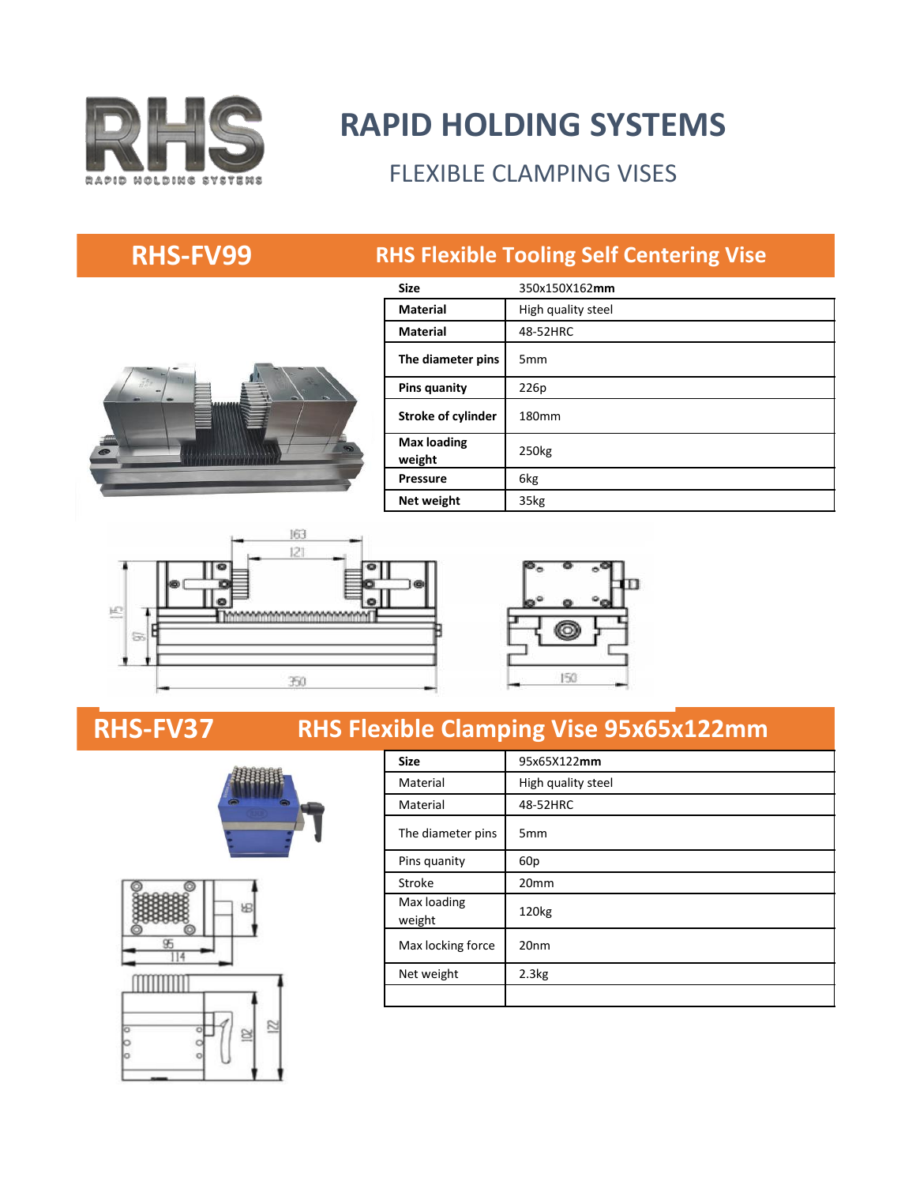# RAPID HOLDING SYSTEMS

## FLEXIBLE CLAMPING VISES

## RHS-FV99 — RHS Flexible Tooling Self Centering Vise

| **Size** | 350x150X162**mm** |
|---|---|
| **Material** | High quality steel |
| **Material** | 48-52HRC |
| **The diameter pins** | 5mm |
| **Pins quanity** | 226p |
| **Stroke of cylinder** | 180mm |
| **Max loading weight** | 250kg |
| **Pressure** | 6kg |
| **Net weight** | 35kg |

## RHS-FV37 — RHS Flexible Clamping Vise 95x65x122mm

| **Size** | 95x65X122**mm** |
|---|---|
| Material | High quality steel |
| Material | 48-52HRC |
| The diameter pins | 5mm |
| Pins quanity | 60p |
| Stroke | 20mm |
| Max loading weight | 120kg |
| Max locking force | 20nm |
| Net weight | 2.3kg |
| | |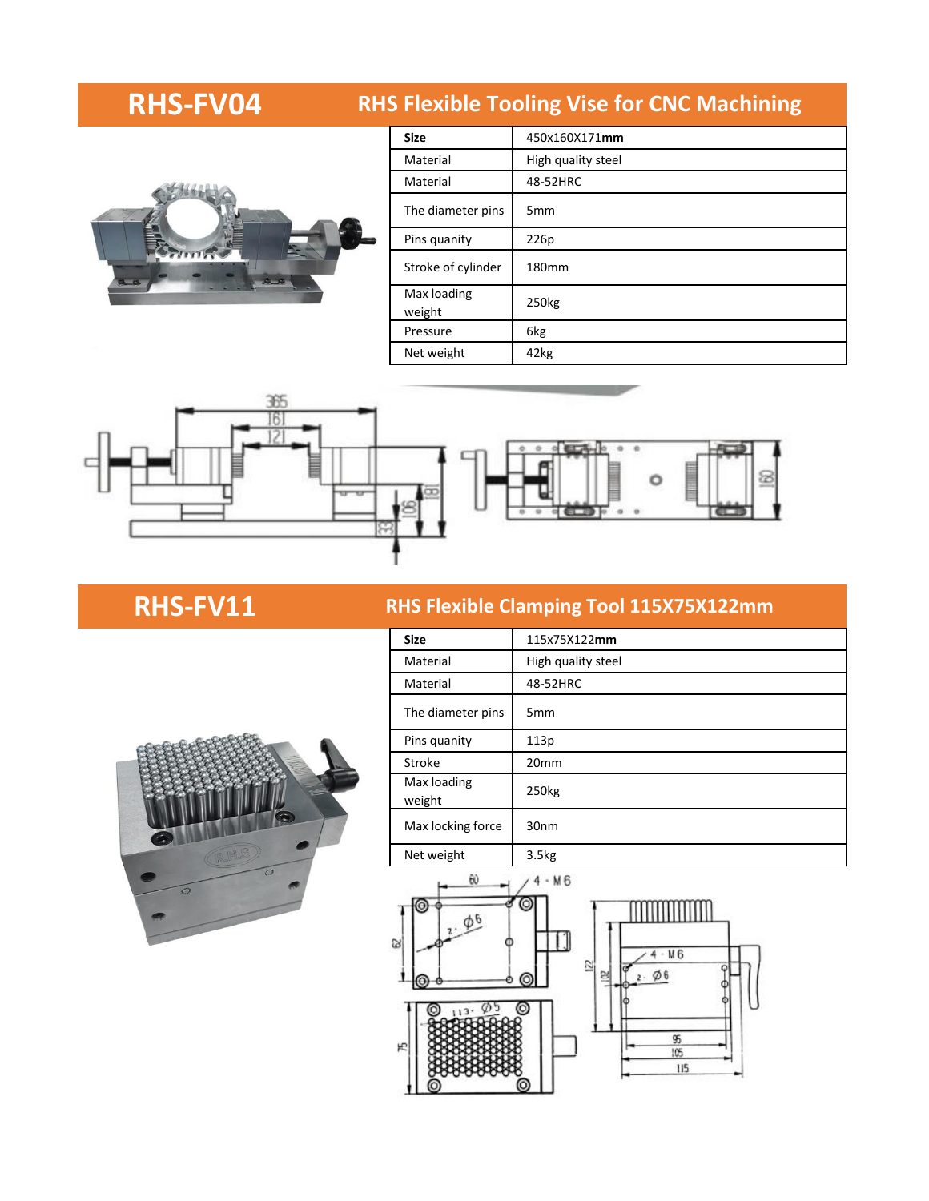## RHS-FV04 — RHS Flexible Tooling Vise for CNC Machining

| **Size** | 450x160X171**mm** |
|---|---|
| Material | High quality steel |
| Material | 48-52HRC |
| The diameter pins | 5mm |
| Pins quanity | 226p |
| Stroke of cylinder | 180mm |
| Max loading weight | 250kg |
| Pressure | 6kg |
| Net weight | 42kg |

## RHS-FV11 — RHS Flexible Clamping Tool 115X75X122mm

| **Size** | 115x75X122**mm** |
|---|---|
| Material | High quality steel |
| Material | 48-52HRC |
| The diameter pins | 5mm |
| Pins quanity | 113p |
| Stroke | 20mm |
| Max loading weight | 250kg |
| Max locking force | 30nm |
| Net weight | 3.5kg |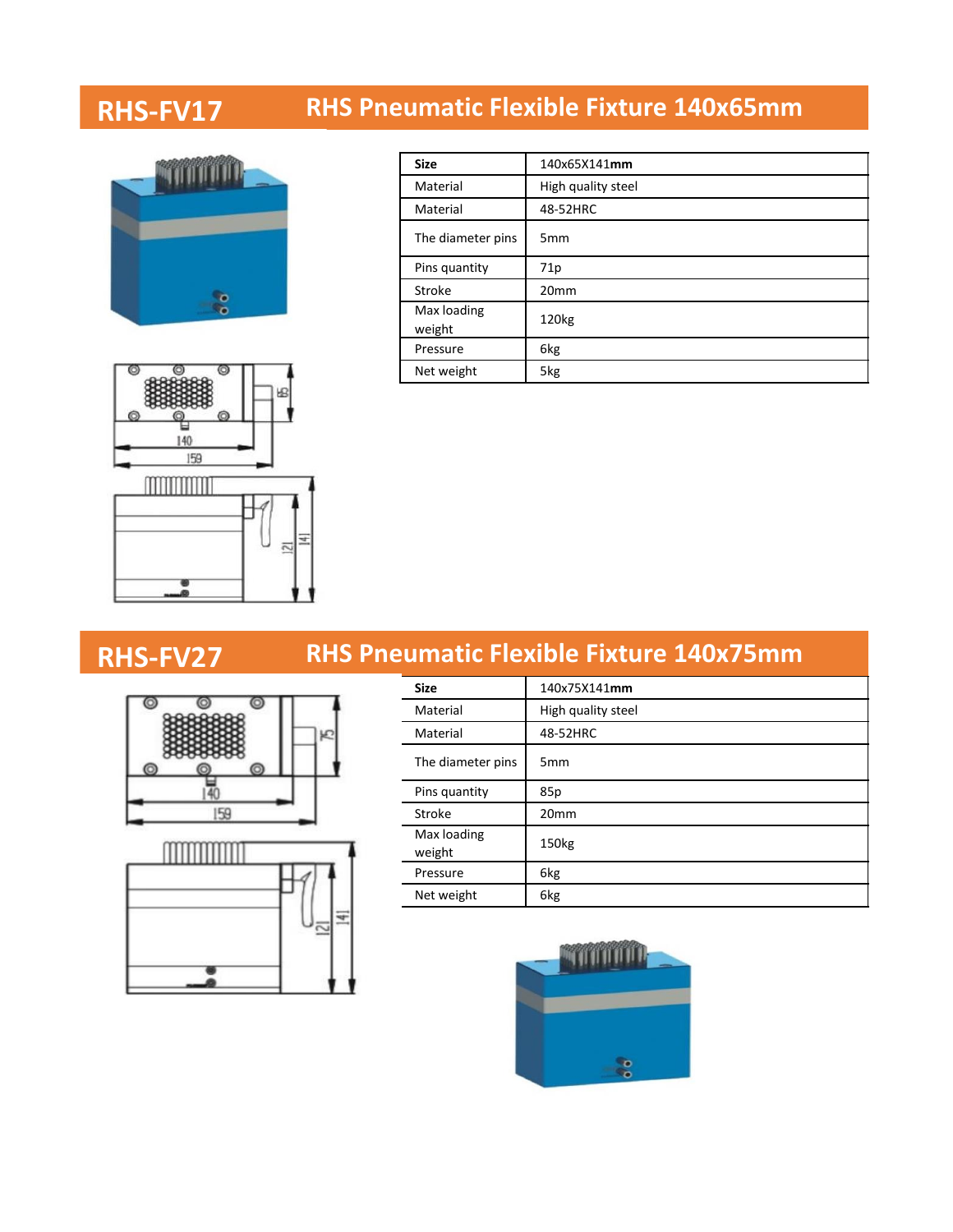## RHS-FV17 RHS Pneumatic Flexible Fixture 140x65mm

| **Size** | 140x65X141**mm** |
| --- | --- |
| Material | High quality steel |
| Material | 48-52HRC |
| The diameter pins | 5mm |
| Pins quantity | 71p |
| Stroke | 20mm |
| Max loading weight | 120kg |
| Pressure | 6kg |
| Net weight | 5kg |

## RHS-FV27 RHS Pneumatic Flexible Fixture 140x75mm

| **Size** | 140x75X141**mm** |
| --- | --- |
| Material | High quality steel |
| Material | 48-52HRC |
| The diameter pins | 5mm |
| Pins quantity | 85p |
| Stroke | 20mm |
| Max loading weight | 150kg |
| Pressure | 6kg |
| Net weight | 6kg |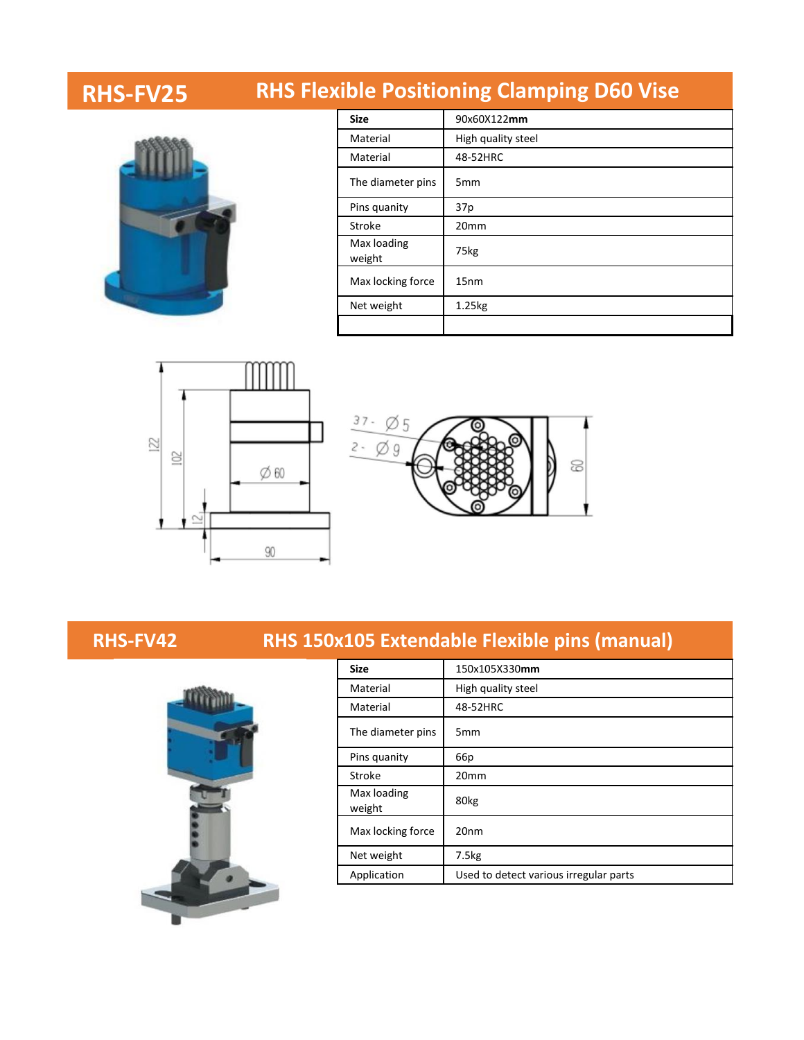## RHS-FV25 — RHS Flexible Positioning Clamping D60 Vise

| Size | 90x60X122mm |
|---|---|
| Material | High quality steel |
| Material | 48-52HRC |
| The diameter pins | 5mm |
| Pins quanity | 37p |
| Stroke | 20mm |
| Max loading weight | 75kg |
| Max locking force | 15nm |
| Net weight | 1.25kg |
| | |

## RHS-FV42 — RHS 150x105 Extendable Flexible pins (manual)

| Size | 150x105X330mm |
|---|---|
| Material | High quality steel |
| Material | 48-52HRC |
| The diameter pins | 5mm |
| Pins quanity | 66p |
| Stroke | 20mm |
| Max loading weight | 80kg |
| Max locking force | 20nm |
| Net weight | 7.5kg |
| Application | Used to detect various irregular parts |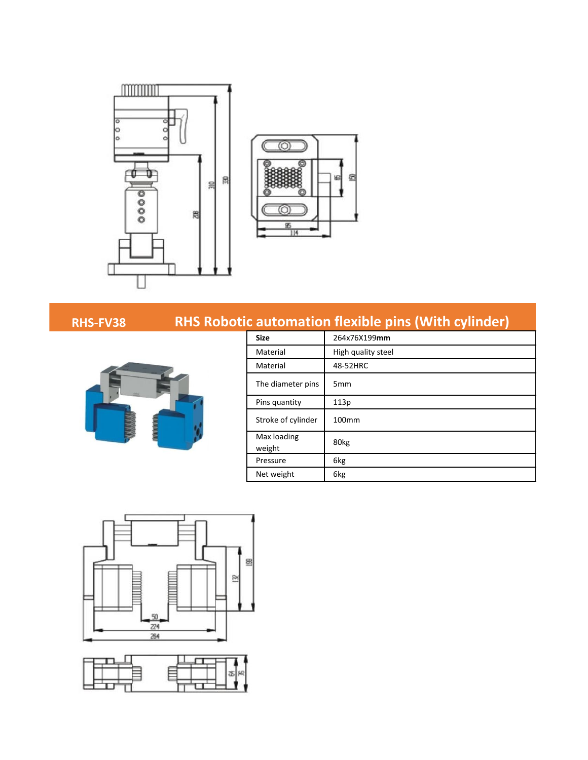## RHS-FV38 RHS Robotic automation flexible pins (With cylinder)

| Size | 264x76X199**mm** |
|---|---|
| Material | High quality steel |
| Material | 48-52HRC |
| The diameter pins | 5mm |
| Pins quantity | 113p |
| Stroke of cylinder | 100mm |
| Max loading weight | 80kg |
| Pressure | 6kg |
| Net weight | 6kg |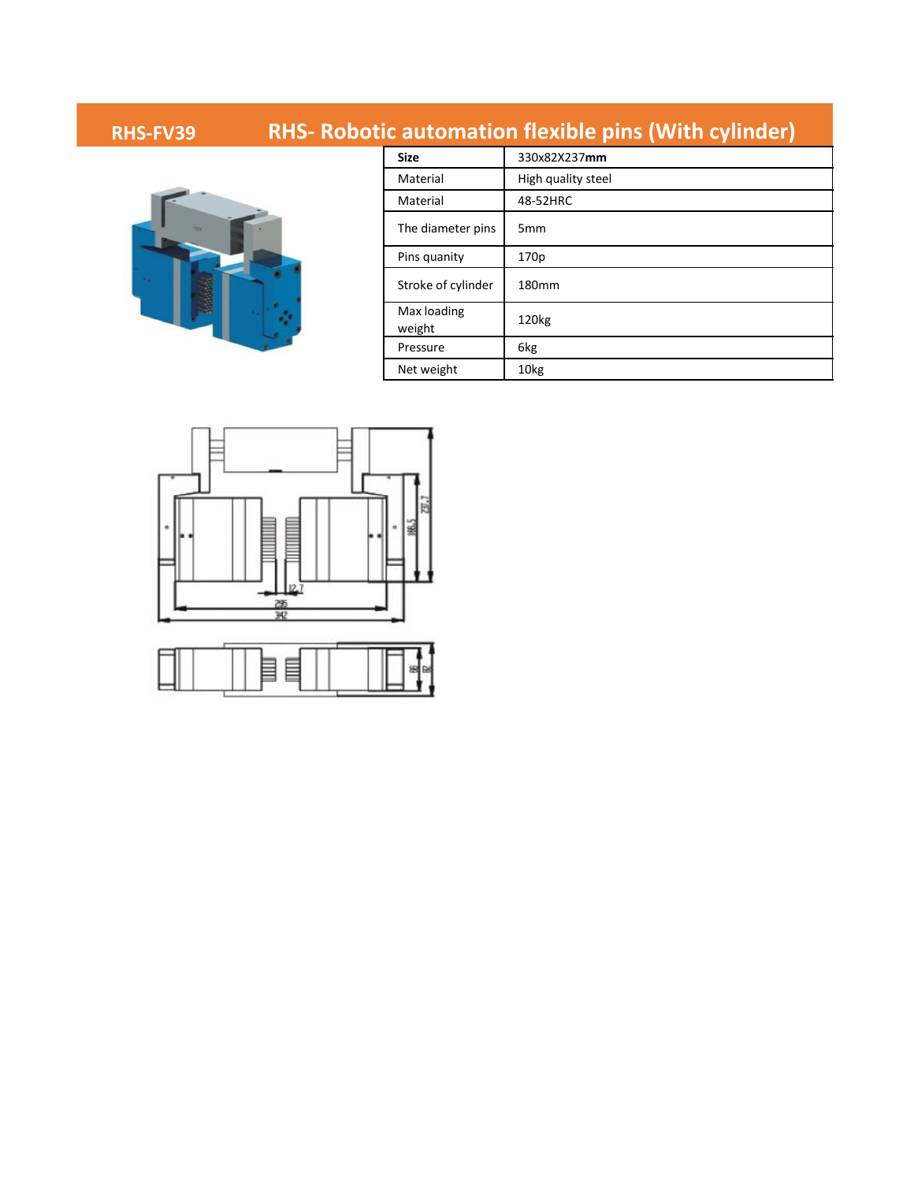## RHS-FV39 RHS- Robotic automation flexible pins (With cylinder)

| **Size** | 330x82X237**mm** |
|---|---|
| Material | High quality steel |
| Material | 48-52HRC |
| The diameter pins | 5mm |
| Pins quanity | 170p |
| Stroke of cylinder | 180mm |
| Max loading weight | 120kg |
| Pressure | 6kg |
| Net weight | 10kg |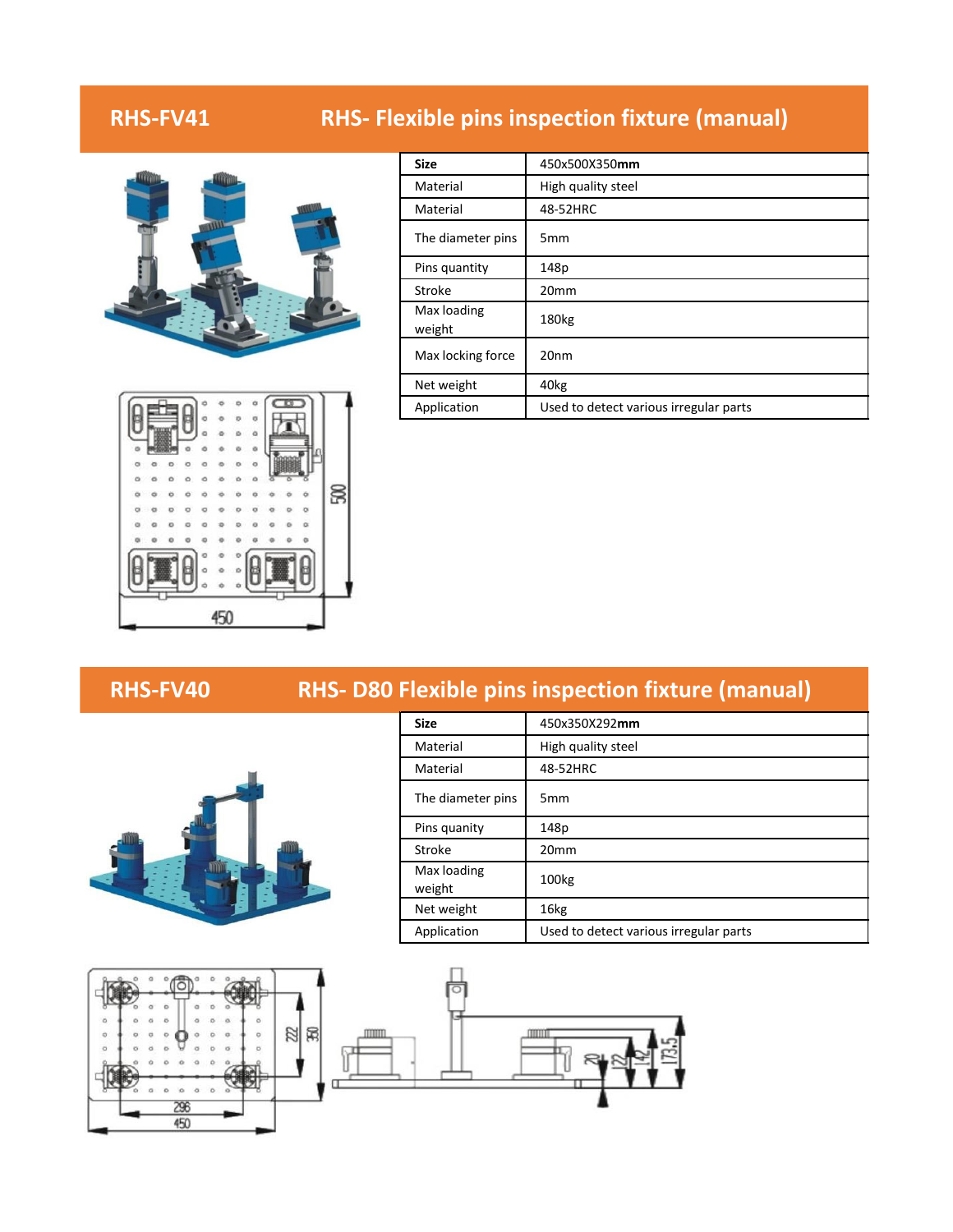## RHS-FV41 RHS- Flexible pins inspection fixture (manual)

| Size | 450x500X350**mm** |
|---|---|
| Material | High quality steel |
| Material | 48-52HRC |
| The diameter pins | 5mm |
| Pins quantity | 148p |
| Stroke | 20mm |
| Max loading weight | 180kg |
| Max locking force | 20nm |
| Net weight | 40kg |
| Application | Used to detect various irregular parts |

## RHS-FV40 RHS- D80 Flexible pins inspection fixture (manual)

| Size | 450x350X292**mm** |
|---|---|
| Material | High quality steel |
| Material | 48-52HRC |
| The diameter pins | 5mm |
| Pins quanity | 148p |
| Stroke | 20mm |
| Max loading weight | 100kg |
| Net weight | 16kg |
| Application | Used to detect various irregular parts |